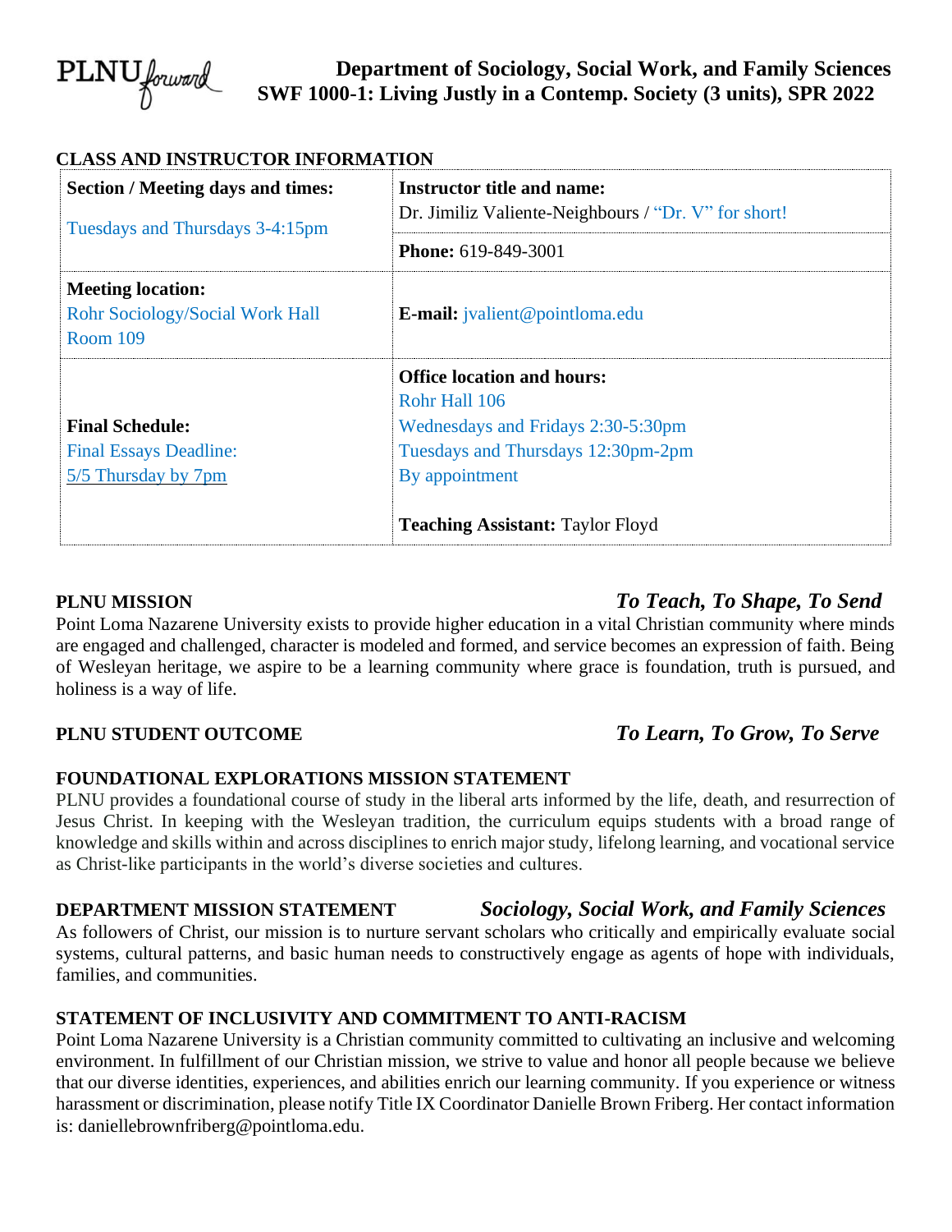PLNU forward

# Department of Sociology, Social Work, and Family Sciences
# SWF 1000-1: Living Justly in a Contemp. Society (3 units), SPR 2022

## CLASS AND INSTRUCTOR INFORMATION

| Section / Meeting days and times: | Instructor title and name: |
|---|---|
| Tuesdays and Thursdays 3-4:15pm | Dr. Jimiliz Valiente-Neighbours / "Dr. V" for short! |
| | **Phone:** 619-849-3001 |
| **Meeting location:** Rohr Sociology/Social Work Hall Room 109 | **E-mail:** jvalient@pointloma.edu |
| **Final Schedule:** Final Essays Deadline: 5/5 Thursday by 7pm | **Office location and hours:** Rohr Hall 106 Wednesdays and Fridays 2:30-5:30pm Tuesdays and Thursdays 12:30pm-2pm By appointment **Teaching Assistant:** Taylor Floyd |

**PLNU MISSION** ***To Teach, To Shape, To Send***

Point Loma Nazarene University exists to provide higher education in a vital Christian community where minds are engaged and challenged, character is modeled and formed, and service becomes an expression of faith. Being of Wesleyan heritage, we aspire to be a learning community where grace is foundation, truth is pursued, and holiness is a way of life.

**PLNU STUDENT OUTCOME** ***To Learn, To Grow, To Serve***

**FOUNDATIONAL EXPLORATIONS MISSION STATEMENT**

PLNU provides a foundational course of study in the liberal arts informed by the life, death, and resurrection of Jesus Christ. In keeping with the Wesleyan tradition, the curriculum equips students with a broad range of knowledge and skills within and across disciplines to enrich major study, lifelong learning, and vocational service as Christ-like participants in the world's diverse societies and cultures.

**DEPARTMENT MISSION STATEMENT** ***Sociology, Social Work, and Family Sciences***

As followers of Christ, our mission is to nurture servant scholars who critically and empirically evaluate social systems, cultural patterns, and basic human needs to constructively engage as agents of hope with individuals, families, and communities.

**STATEMENT OF INCLUSIVITY AND COMMITMENT TO ANTI-RACISM**

Point Loma Nazarene University is a Christian community committed to cultivating an inclusive and welcoming environment. In fulfillment of our Christian mission, we strive to value and honor all people because we believe that our diverse identities, experiences, and abilities enrich our learning community. If you experience or witness harassment or discrimination, please notify Title IX Coordinator Danielle Brown Friberg. Her contact information is: daniellebrownfriberg@pointloma.edu.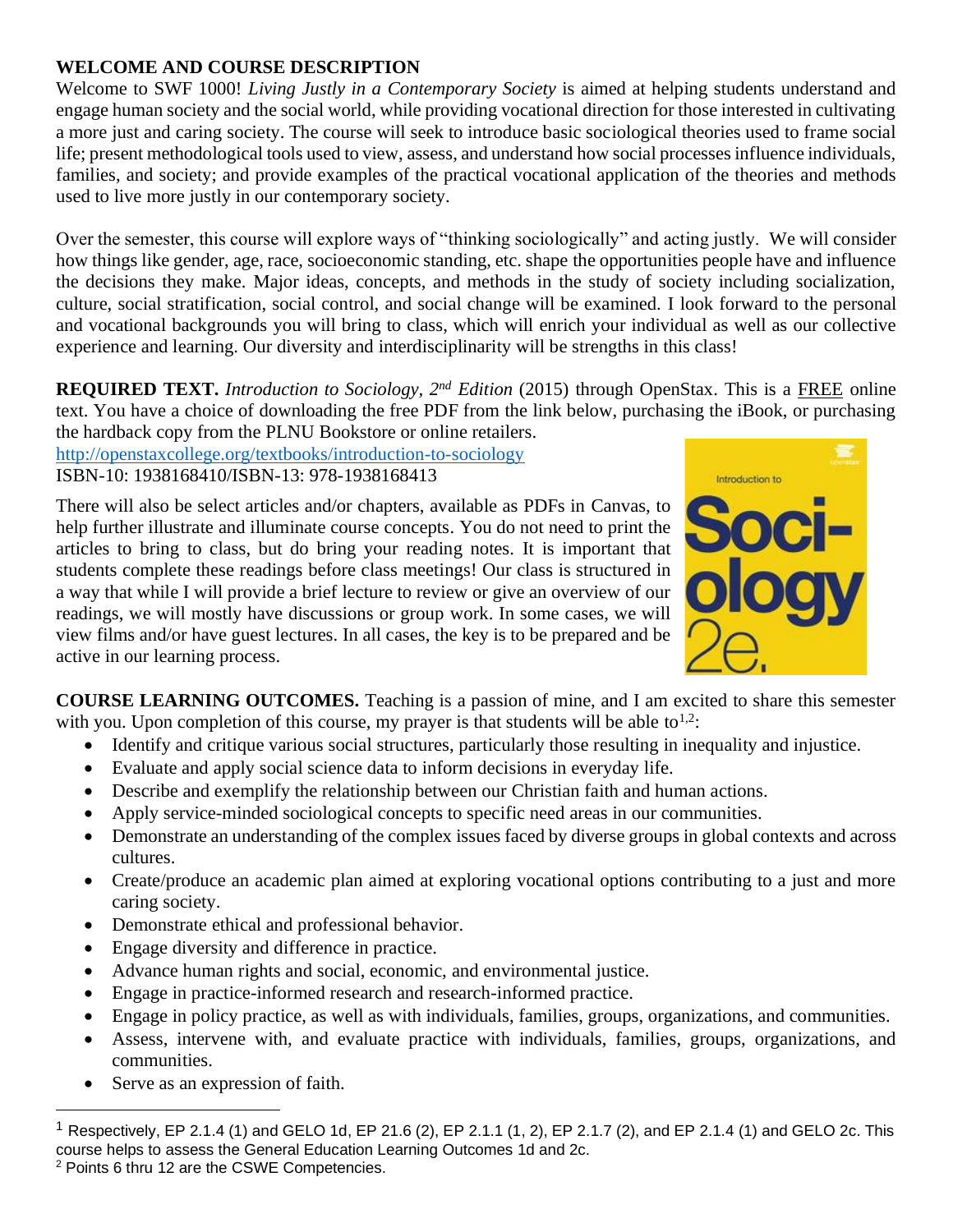**WELCOME AND COURSE DESCRIPTION**

Welcome to SWF 1000! *Living Justly in a Contemporary Society* is aimed at helping students understand and engage human society and the social world, while providing vocational direction for those interested in cultivating a more just and caring society. The course will seek to introduce basic sociological theories used to frame social life; present methodological tools used to view, assess, and understand how social processes influence individuals, families, and society; and provide examples of the practical vocational application of the theories and methods used to live more justly in our contemporary society.

Over the semester, this course will explore ways of "thinking sociologically" and acting justly. We will consider how things like gender, age, race, socioeconomic standing, etc. shape the opportunities people have and influence the decisions they make. Major ideas, concepts, and methods in the study of society including socialization, culture, social stratification, social control, and social change will be examined. I look forward to the personal and vocational backgrounds you will bring to class, which will enrich your individual as well as our collective experience and learning. Our diversity and interdisciplinarity will be strengths in this class!

**REQUIRED TEXT.** *Introduction to Sociology, 2nd Edition* (2015) through OpenStax. This is a FREE online text. You have a choice of downloading the free PDF from the link below, purchasing the iBook, or purchasing the hardback copy from the PLNU Bookstore or online retailers.
http://openstaxcollege.org/textbooks/introduction-to-sociology
ISBN-10: 1938168410/ISBN-13: 978-1938168413

There will also be select articles and/or chapters, available as PDFs in Canvas, to help further illustrate and illuminate course concepts. You do not need to print the articles to bring to class, but do bring your reading notes. It is important that students complete these readings before class meetings! Our class is structured in a way that while I will provide a brief lecture to review or give an overview of our readings, we will mostly have discussions or group work. In some cases, we will view films and/or have guest lectures. In all cases, the key is to be prepared and be active in our learning process.

**COURSE LEARNING OUTCOMES.** Teaching is a passion of mine, and I am excited to share this semester with you. Upon completion of this course, my prayer is that students will be able to[1,2]:

- Identify and critique various social structures, particularly those resulting in inequality and injustice.
- Evaluate and apply social science data to inform decisions in everyday life.
- Describe and exemplify the relationship between our Christian faith and human actions.
- Apply service-minded sociological concepts to specific need areas in our communities.
- Demonstrate an understanding of the complex issues faced by diverse groups in global contexts and across cultures.
- Create/produce an academic plan aimed at exploring vocational options contributing to a just and more caring society.
- Demonstrate ethical and professional behavior.
- Engage diversity and difference in practice.
- Advance human rights and social, economic, and environmental justice.
- Engage in practice-informed research and research-informed practice.
- Engage in policy practice, as well as with individuals, families, groups, organizations, and communities.
- Assess, intervene with, and evaluate practice with individuals, families, groups, organizations, and communities.
- Serve as an expression of faith.

---

[1] Respectively, EP 2.1.4 (1) and GELO 1d, EP 21.6 (2), EP 2.1.1 (1, 2), EP 2.1.7 (2), and EP 2.1.4 (1) and GELO 2c. This course helps to assess the General Education Learning Outcomes 1d and 2c.

[2] Points 6 thru 12 are the CSWE Competencies.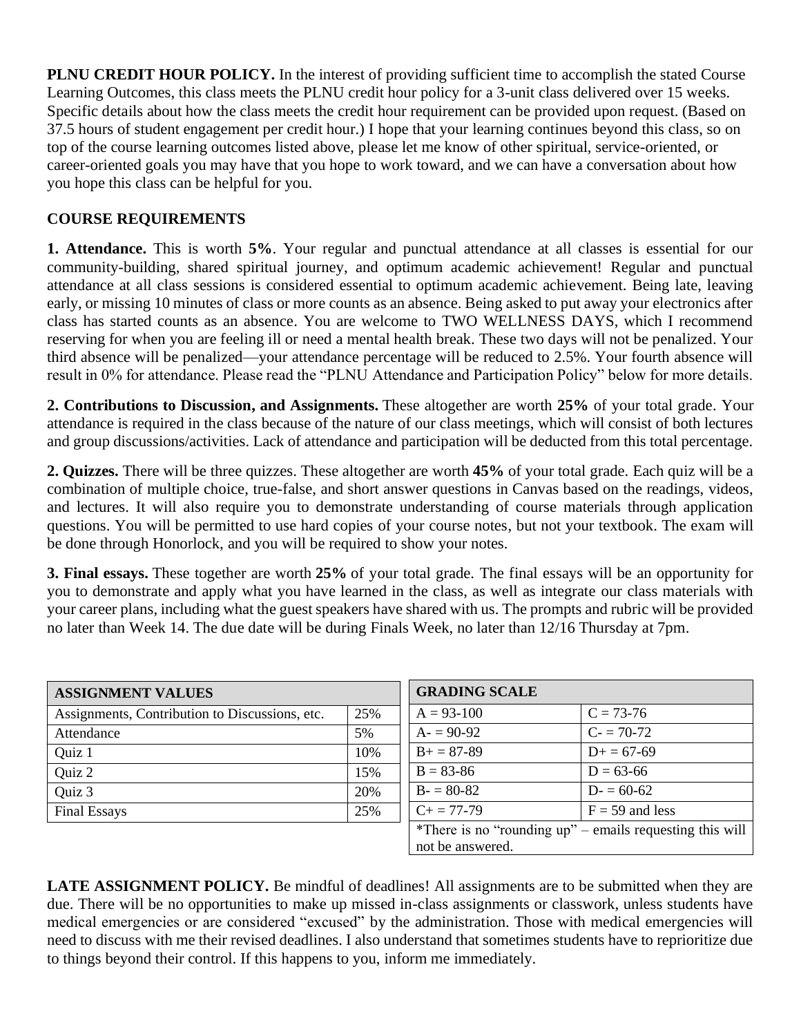**PLNU CREDIT HOUR POLICY.** In the interest of providing sufficient time to accomplish the stated Course Learning Outcomes, this class meets the PLNU credit hour policy for a 3-unit class delivered over 15 weeks. Specific details about how the class meets the credit hour requirement can be provided upon request. (Based on 37.5 hours of student engagement per credit hour.) I hope that your learning continues beyond this class, so on top of the course learning outcomes listed above, please let me know of other spiritual, service-oriented, or career-oriented goals you may have that you hope to work toward, and we can have a conversation about how you hope this class can be helpful for you.

## COURSE REQUIREMENTS

**1. Attendance.** This is worth **5%**. Your regular and punctual attendance at all classes is essential for our community-building, shared spiritual journey, and optimum academic achievement! Regular and punctual attendance at all class sessions is considered essential to optimum academic achievement. Being late, leaving early, or missing 10 minutes of class or more counts as an absence. Being asked to put away your electronics after class has started counts as an absence. You are welcome to TWO WELLNESS DAYS, which I recommend reserving for when you are feeling ill or need a mental health break. These two days will not be penalized. Your third absence will be penalized—your attendance percentage will be reduced to 2.5%. Your fourth absence will result in 0% for attendance. Please read the "PLNU Attendance and Participation Policy" below for more details.

**2. Contributions to Discussion, and Assignments.** These altogether are worth **25%** of your total grade. Your attendance is required in the class because of the nature of our class meetings, which will consist of both lectures and group discussions/activities. Lack of attendance and participation will be deducted from this total percentage.

**2. Quizzes.** There will be three quizzes. These altogether are worth **45%** of your total grade. Each quiz will be a combination of multiple choice, true-false, and short answer questions in Canvas based on the readings, videos, and lectures. It will also require you to demonstrate understanding of course materials through application questions. You will be permitted to use hard copies of your course notes, but not your textbook. The exam will be done through Honorlock, and you will be required to show your notes.

**3. Final essays.** These together are worth **25%** of your total grade. The final essays will be an opportunity for you to demonstrate and apply what you have learned in the class, as well as integrate our class materials with your career plans, including what the guest speakers have shared with us. The prompts and rubric will be provided no later than Week 14. The due date will be during Finals Week, no later than 12/16 Thursday at 7pm.

| ASSIGNMENT VALUES | |
|---|---|
| Assignments, Contribution to Discussions, etc. | 25% |
| Attendance | 5% |
| Quiz 1 | 10% |
| Quiz 2 | 15% |
| Quiz 3 | 20% |
| Final Essays | 25% |

| GRADING SCALE | |
|---|---|
| A = 93-100 | C = 73-76 |
| A- = 90-92 | C- = 70-72 |
| B+ = 87-89 | D+ = 67-69 |
| B = 83-86 | D = 63-66 |
| B- = 80-82 | D- = 60-62 |
| C+ = 77-79 | F = 59 and less |
| *There is no "rounding up" – emails requesting this will not be answered. | |

**LATE ASSIGNMENT POLICY.** Be mindful of deadlines! All assignments are to be submitted when they are due. There will be no opportunities to make up missed in-class assignments or classwork, unless students have medical emergencies or are considered "excused" by the administration. Those with medical emergencies will need to discuss with me their revised deadlines. I also understand that sometimes students have to reprioritize due to things beyond their control. If this happens to you, inform me immediately.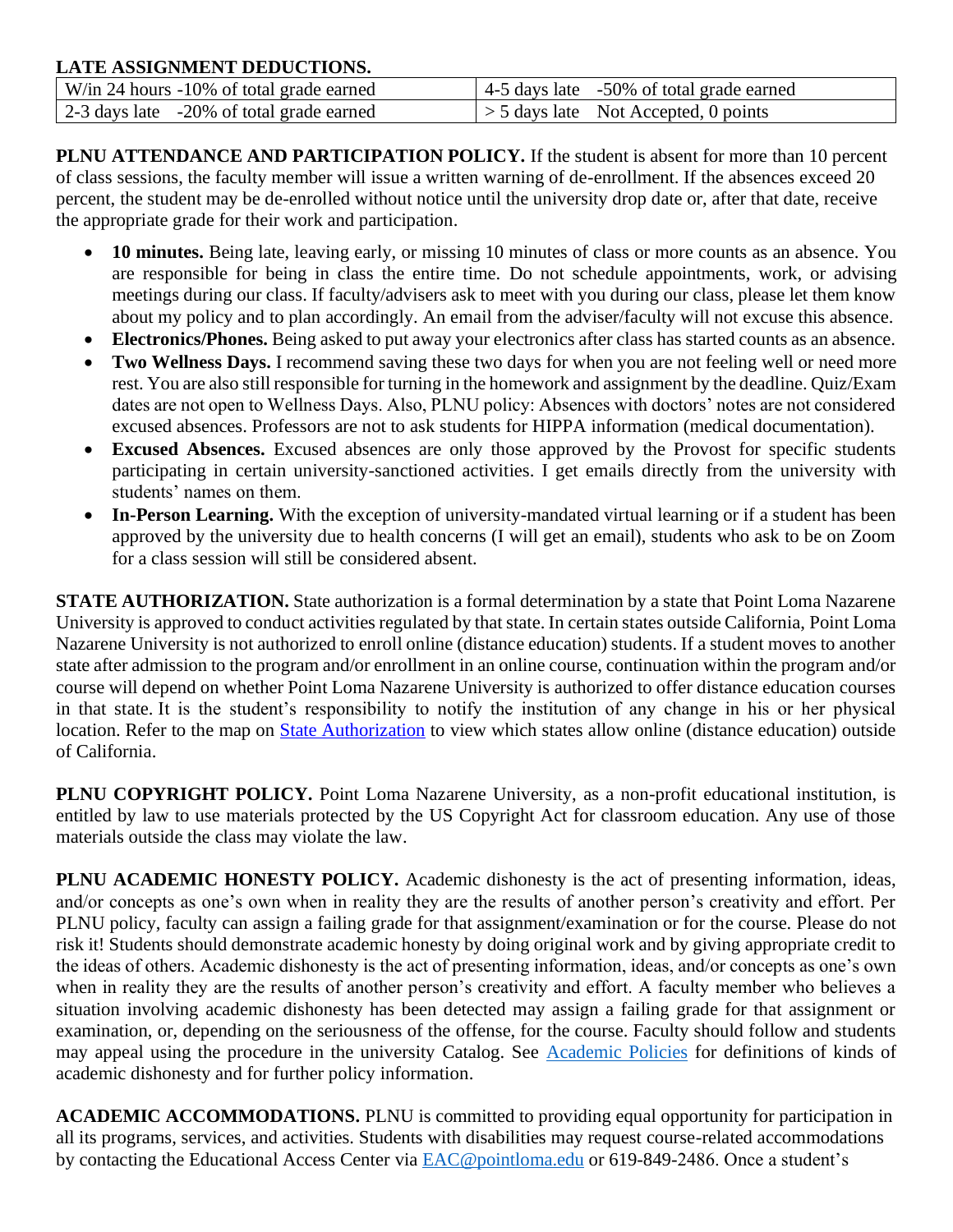**LATE ASSIGNMENT DEDUCTIONS.**

| | |
|---|---|
| W/in 24 hours -10% of total grade earned | 4-5 days late -50% of total grade earned |
| 2-3 days late -20% of total grade earned | > 5 days late Not Accepted, 0 points |

**PLNU ATTENDANCE AND PARTICIPATION POLICY.** If the student is absent for more than 10 percent of class sessions, the faculty member will issue a written warning of de-enrollment. If the absences exceed 20 percent, the student may be de-enrolled without notice until the university drop date or, after that date, receive the appropriate grade for their work and participation.

- **10 minutes.** Being late, leaving early, or missing 10 minutes of class or more counts as an absence. You are responsible for being in class the entire time. Do not schedule appointments, work, or advising meetings during our class. If faculty/advisers ask to meet with you during our class, please let them know about my policy and to plan accordingly. An email from the adviser/faculty will not excuse this absence.
- **Electronics/Phones.** Being asked to put away your electronics after class has started counts as an absence.
- **Two Wellness Days.** I recommend saving these two days for when you are not feeling well or need more rest. You are also still responsible for turning in the homework and assignment by the deadline. Quiz/Exam dates are not open to Wellness Days. Also, PLNU policy: Absences with doctors' notes are not considered excused absences. Professors are not to ask students for HIPPA information (medical documentation).
- **Excused Absences.** Excused absences are only those approved by the Provost for specific students participating in certain university-sanctioned activities. I get emails directly from the university with students' names on them.
- **In-Person Learning.** With the exception of university-mandated virtual learning or if a student has been approved by the university due to health concerns (I will get an email), students who ask to be on Zoom for a class session will still be considered absent.

**STATE AUTHORIZATION.** State authorization is a formal determination by a state that Point Loma Nazarene University is approved to conduct activities regulated by that state. In certain states outside California, Point Loma Nazarene University is not authorized to enroll online (distance education) students. If a student moves to another state after admission to the program and/or enrollment in an online course, continuation within the program and/or course will depend on whether Point Loma Nazarene University is authorized to offer distance education courses in that state. It is the student's responsibility to notify the institution of any change in his or her physical location. Refer to the map on State Authorization to view which states allow online (distance education) outside of California.

**PLNU COPYRIGHT POLICY.** Point Loma Nazarene University, as a non-profit educational institution, is entitled by law to use materials protected by the US Copyright Act for classroom education. Any use of those materials outside the class may violate the law.

**PLNU ACADEMIC HONESTY POLICY.** Academic dishonesty is the act of presenting information, ideas, and/or concepts as one's own when in reality they are the results of another person's creativity and effort. Per PLNU policy, faculty can assign a failing grade for that assignment/examination or for the course. Please do not risk it! Students should demonstrate academic honesty by doing original work and by giving appropriate credit to the ideas of others. Academic dishonesty is the act of presenting information, ideas, and/or concepts as one's own when in reality they are the results of another person's creativity and effort. A faculty member who believes a situation involving academic dishonesty has been detected may assign a failing grade for that assignment or examination, or, depending on the seriousness of the offense, for the course. Faculty should follow and students may appeal using the procedure in the university Catalog. See Academic Policies for definitions of kinds of academic dishonesty and for further policy information.

**ACADEMIC ACCOMMODATIONS.** PLNU is committed to providing equal opportunity for participation in all its programs, services, and activities. Students with disabilities may request course-related accommodations by contacting the Educational Access Center via EAC@pointloma.edu or 619-849-2486. Once a student's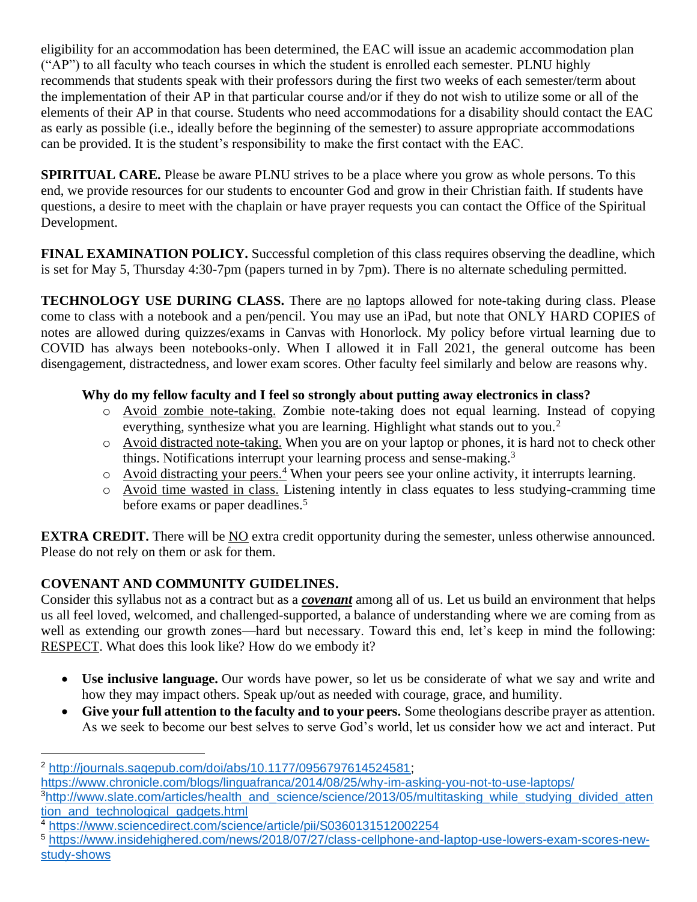eligibility for an accommodation has been determined, the EAC will issue an academic accommodation plan ("AP") to all faculty who teach courses in which the student is enrolled each semester. PLNU highly recommends that students speak with their professors during the first two weeks of each semester/term about the implementation of their AP in that particular course and/or if they do not wish to utilize some or all of the elements of their AP in that course. Students who need accommodations for a disability should contact the EAC as early as possible (i.e., ideally before the beginning of the semester) to assure appropriate accommodations can be provided. It is the student's responsibility to make the first contact with the EAC.

**SPIRITUAL CARE.** Please be aware PLNU strives to be a place where you grow as whole persons. To this end, we provide resources for our students to encounter God and grow in their Christian faith. If students have questions, a desire to meet with the chaplain or have prayer requests you can contact the Office of the Spiritual Development.

**FINAL EXAMINATION POLICY.** Successful completion of this class requires observing the deadline, which is set for May 5, Thursday 4:30-7pm (papers turned in by 7pm). There is no alternate scheduling permitted.

**TECHNOLOGY USE DURING CLASS.** There are <u>no</u> laptops allowed for note-taking during class. Please come to class with a notebook and a pen/pencil. You may use an iPad, but note that ONLY HARD COPIES of notes are allowed during quizzes/exams in Canvas with Honorlock. My policy before virtual learning due to COVID has always been notebooks-only. When I allowed it in Fall 2021, the general outcome has been disengagement, distractedness, and lower exam scores. Other faculty feel similarly and below are reasons why.

**Why do my fellow faculty and I feel so strongly about putting away electronics in class?**

- <u>Avoid zombie note-taking.</u> Zombie note-taking does not equal learning. Instead of copying everything, synthesize what you are learning. Highlight what stands out to you.[2]
- <u>Avoid distracted note-taking.</u> When you are on your laptop or phones, it is hard not to check other things. Notifications interrupt your learning process and sense-making.[3]
- <u>Avoid distracting your peers.</u>[4] When your peers see your online activity, it interrupts learning.
- <u>Avoid time wasted in class.</u> Listening intently in class equates to less studying-cramming time before exams or paper deadlines.[5]

**EXTRA CREDIT.** There will be <u>NO</u> extra credit opportunity during the semester, unless otherwise announced. Please do not rely on them or ask for them.

**COVENANT AND COMMUNITY GUIDELINES.**

Consider this syllabus not as a contract but as a ***<u>covenant</u>*** among all of us. Let us build an environment that helps us all feel loved, welcomed, and challenged-supported, a balance of understanding where we are coming from as well as extending our growth zones—hard but necessary. Toward this end, let's keep in mind the following: <u>RESPECT</u>. What does this look like? How do we embody it?

- **Use inclusive language.** Our words have power, so let us be considerate of what we say and write and how they may impact others. Speak up/out as needed with courage, grace, and humility.
- **Give your full attention to the faculty and to your peers.** Some theologians describe prayer as attention. As we seek to become our best selves to serve God's world, let us consider how we act and interact. Put

---

[2] http://journals.sagepub.com/doi/abs/10.1177/0956797614524581; https://www.chronicle.com/blogs/linguafranca/2014/08/25/why-im-asking-you-not-to-use-laptops/

[3] http://www.slate.com/articles/health_and_science/science/2013/05/multitasking_while_studying_divided_attention_and_technological_gadgets.html

[4] https://www.sciencedirect.com/science/article/pii/S0360131512002254

[5] https://www.insidehighered.com/news/2018/07/27/class-cellphone-and-laptop-use-lowers-exam-scores-new-study-shows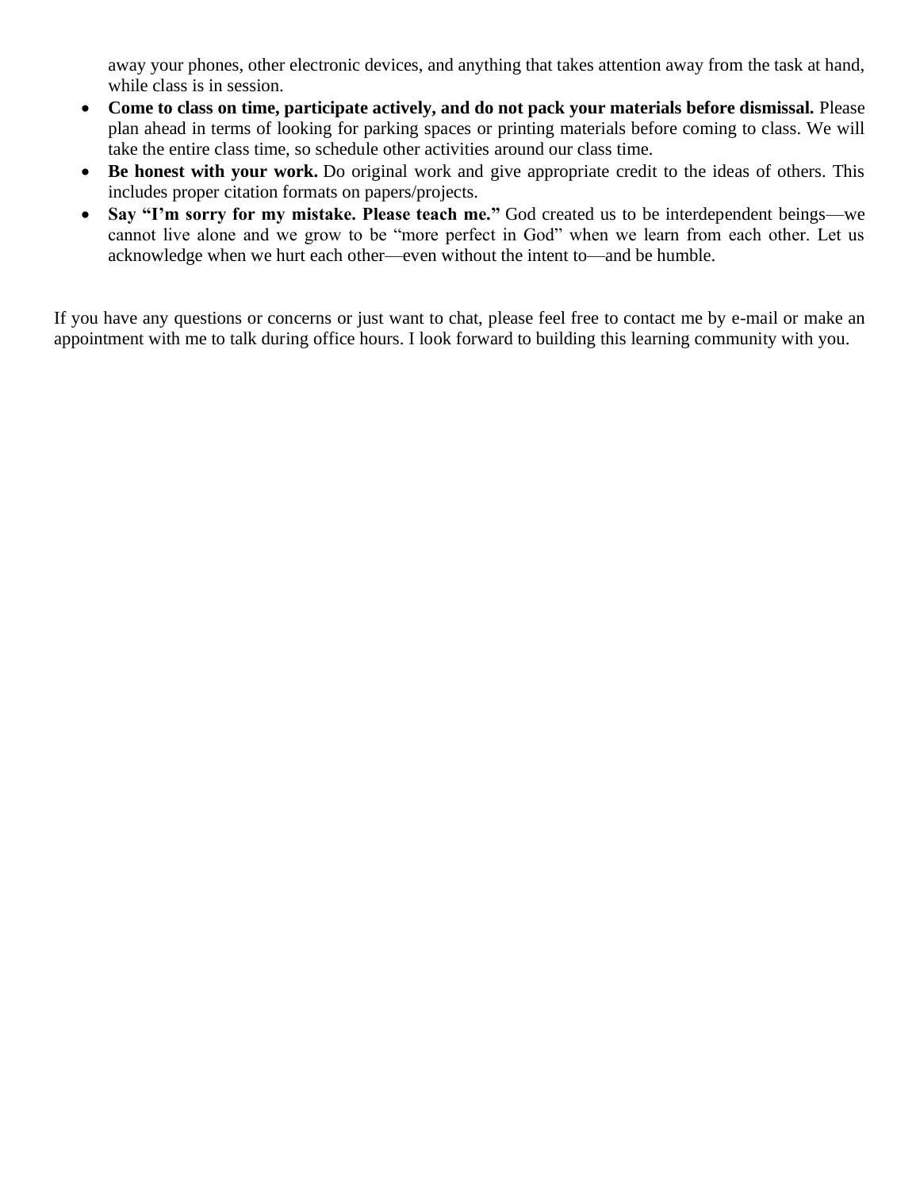away your phones, other electronic devices, and anything that takes attention away from the task at hand, while class is in session.

- **Come to class on time, participate actively, and do not pack your materials before dismissal.** Please plan ahead in terms of looking for parking spaces or printing materials before coming to class. We will take the entire class time, so schedule other activities around our class time.
- **Be honest with your work.** Do original work and give appropriate credit to the ideas of others. This includes proper citation formats on papers/projects.
- **Say "I'm sorry for my mistake. Please teach me."** God created us to be interdependent beings—we cannot live alone and we grow to be "more perfect in God" when we learn from each other. Let us acknowledge when we hurt each other—even without the intent to—and be humble.

If you have any questions or concerns or just want to chat, please feel free to contact me by e-mail or make an appointment with me to talk during office hours. I look forward to building this learning community with you.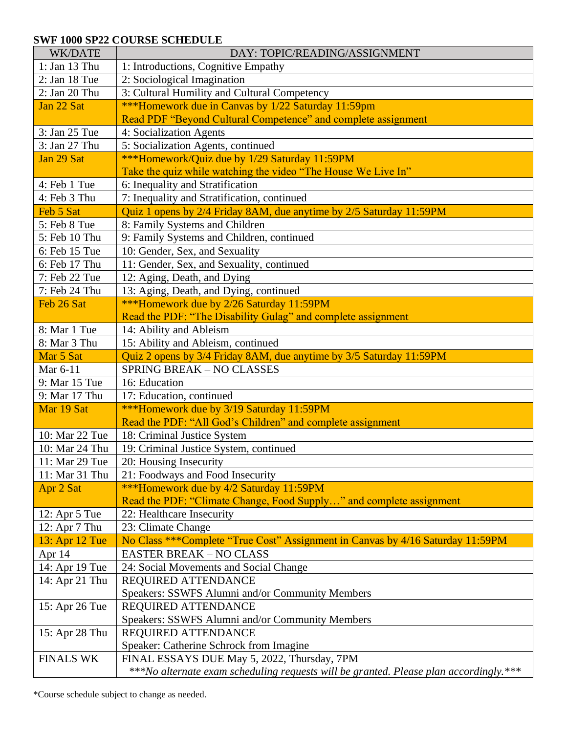**SWF 1000 SP22 COURSE SCHEDULE**

| WK/DATE | DAY: TOPIC/READING/ASSIGNMENT |
|---|---|
| 1: Jan 13 Thu | 1: Introductions, Cognitive Empathy |
| 2: Jan 18 Tue | 2: Sociological Imagination |
| 2: Jan 20 Thu | 3: Cultural Humility and Cultural Competency |
| Jan 22 Sat | ***Homework due in Canvas by 1/22 Saturday 11:59pm<br>Read PDF "Beyond Cultural Competence" and complete assignment |
| 3: Jan 25 Tue | 4: Socialization Agents |
| 3: Jan 27 Thu | 5: Socialization Agents, continued |
| Jan 29 Sat | ***Homework/Quiz due by 1/29 Saturday 11:59PM<br>Take the quiz while watching the video "The House We Live In" |
| 4: Feb 1 Tue | 6: Inequality and Stratification |
| 4: Feb 3 Thu | 7: Inequality and Stratification, continued |
| Feb 5 Sat | Quiz 1 opens by 2/4 Friday 8AM, due anytime by 2/5 Saturday 11:59PM |
| 5: Feb 8 Tue | 8: Family Systems and Children |
| 5: Feb 10 Thu | 9: Family Systems and Children, continued |
| 6: Feb 15 Tue | 10: Gender, Sex, and Sexuality |
| 6: Feb 17 Thu | 11: Gender, Sex, and Sexuality, continued |
| 7: Feb 22 Tue | 12: Aging, Death, and Dying |
| 7: Feb 24 Thu | 13: Aging, Death, and Dying, continued |
| Feb 26 Sat | ***Homework due by 2/26 Saturday 11:59PM<br>Read the PDF: "The Disability Gulag" and complete assignment |
| 8: Mar 1 Tue | 14: Ability and Ableism |
| 8: Mar 3 Thu | 15: Ability and Ableism, continued |
| Mar 5 Sat | Quiz 2 opens by 3/4 Friday 8AM, due anytime by 3/5 Saturday 11:59PM |
| Mar 6-11 | SPRING BREAK – NO CLASSES |
| 9: Mar 15 Tue | 16: Education |
| 9: Mar 17 Thu | 17: Education, continued |
| Mar 19 Sat | ***Homework due by 3/19 Saturday 11:59PM<br>Read the PDF: "All God's Children" and complete assignment |
| 10: Mar 22 Tue | 18: Criminal Justice System |
| 10: Mar 24 Thu | 19: Criminal Justice System, continued |
| 11: Mar 29 Tue | 20: Housing Insecurity |
| 11: Mar 31 Thu | 21: Foodways and Food Insecurity |
| Apr 2 Sat | ***Homework due by 4/2 Saturday 11:59PM<br>Read the PDF: "Climate Change, Food Supply…" and complete assignment |
| 12: Apr 5 Tue | 22: Healthcare Insecurity |
| 12: Apr 7 Thu | 23: Climate Change |
| 13: Apr 12 Tue | No Class ***Complete "True Cost" Assignment in Canvas by 4/16 Saturday 11:59PM |
| Apr 14 | EASTER BREAK – NO CLASS |
| 14: Apr 19 Tue | 24: Social Movements and Social Change |
| 14: Apr 21 Thu | REQUIRED ATTENDANCE<br>Speakers: SSWFS Alumni and/or Community Members |
| 15: Apr 26 Tue | REQUIRED ATTENDANCE<br>Speakers: SSWFS Alumni and/or Community Members |
| 15: Apr 28 Thu | REQUIRED ATTENDANCE<br>Speaker: Catherine Schrock from Imagine |
| FINALS WK | FINAL ESSAYS DUE May 5, 2022, Thursday, 7PM<br>****No alternate exam scheduling requests will be granted. Please plan accordingly.**** |

*Course schedule subject to change as needed.